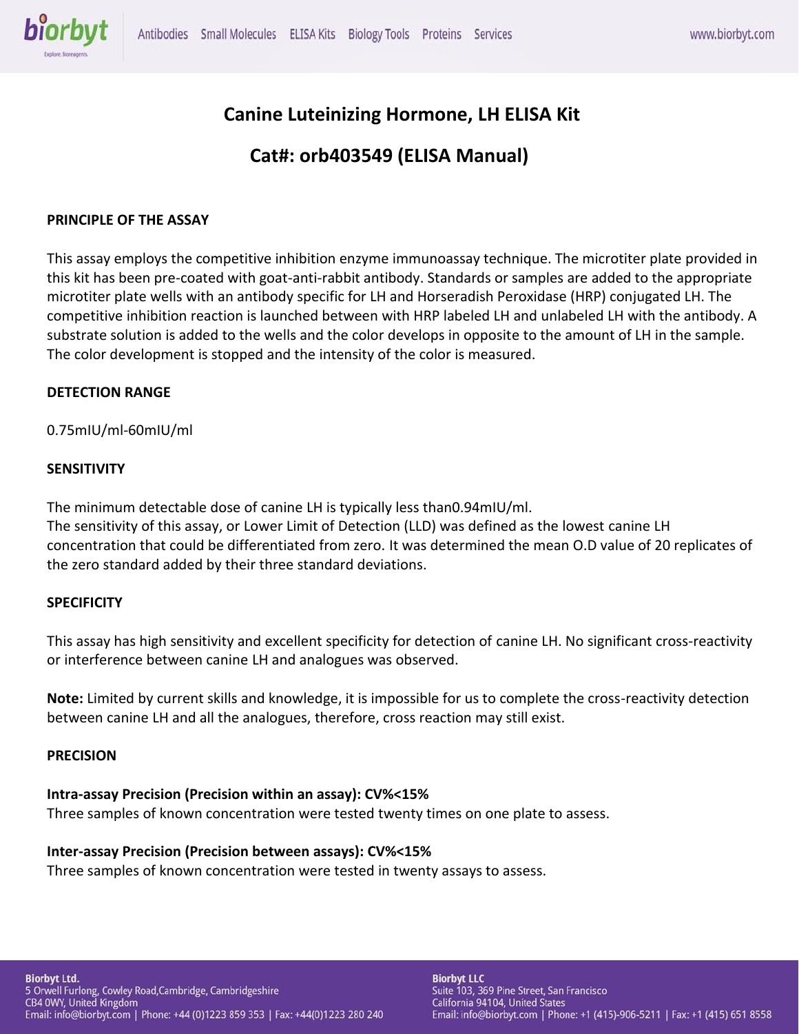# Canine Luteinizing Hormone, LH ELISA Kit

## Cat#: orb403549 (ELISA Manual)

**PRINCIPLE OF THE ASSAY**

This assay employs the competitive inhibition enzyme immunoassay technique. The microtiter plate provided in this kit has been pre-coated with goat-anti-rabbit antibody. Standards or samples are added to the appropriate microtiter plate wells with an antibody specific for LH and Horseradish Peroxidase (HRP) conjugated LH. The competitive inhibition reaction is launched between with HRP labeled LH and unlabeled LH with the antibody. A substrate solution is added to the wells and the color develops in opposite to the amount of LH in the sample. The color development is stopped and the intensity of the color is measured.

**DETECTION RANGE**

0.75mIU/ml-60mIU/ml

**SENSITIVITY**

The minimum detectable dose of canine LH is typically less than0.94mIU/ml.
The sensitivity of this assay, or Lower Limit of Detection (LLD) was defined as the lowest canine LH concentration that could be differentiated from zero. It was determined the mean O.D value of 20 replicates of the zero standard added by their three standard deviations.

**SPECIFICITY**

This assay has high sensitivity and excellent specificity for detection of canine LH. No significant cross-reactivity or interference between canine LH and analogues was observed.

**Note:** Limited by current skills and knowledge, it is impossible for us to complete the cross-reactivity detection between canine LH and all the analogues, therefore, cross reaction may still exist.

**PRECISION**

**Intra-assay Precision (Precision within an assay): CV%<15%**
Three samples of known concentration were tested twenty times on one plate to assess.

**Inter-assay Precision (Precision between assays): CV%<15%**
Three samples of known concentration were tested in twenty assays to assess.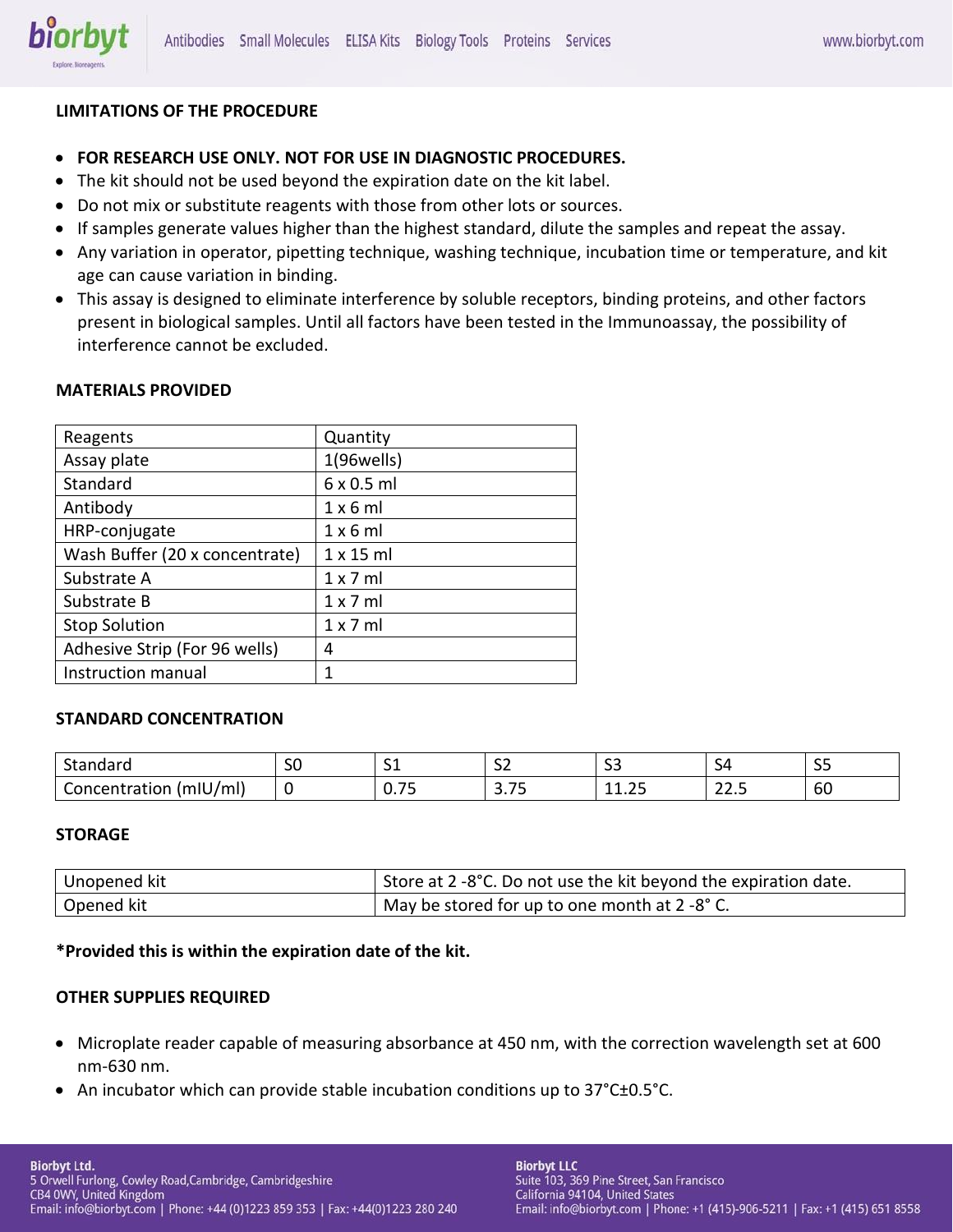## LIMITATIONS OF THE PROCEDURE

- **FOR RESEARCH USE ONLY. NOT FOR USE IN DIAGNOSTIC PROCEDURES.**
- The kit should not be used beyond the expiration date on the kit label.
- Do not mix or substitute reagents with those from other lots or sources.
- If samples generate values higher than the highest standard, dilute the samples and repeat the assay.
- Any variation in operator, pipetting technique, washing technique, incubation time or temperature, and kit age can cause variation in binding.
- This assay is designed to eliminate interference by soluble receptors, binding proteins, and other factors present in biological samples. Until all factors have been tested in the Immunoassay, the possibility of interference cannot be excluded.

## MATERIALS PROVIDED

| Reagents | Quantity |
|---|---|
| Assay plate | 1(96wells) |
| Standard | 6 x 0.5 ml |
| Antibody | 1 x 6 ml |
| HRP-conjugate | 1 x 6 ml |
| Wash Buffer (20 x concentrate) | 1 x 15 ml |
| Substrate A | 1 x 7 ml |
| Substrate B | 1 x 7 ml |
| Stop Solution | 1 x 7 ml |
| Adhesive Strip (For 96 wells) | 4 |
| Instruction manual | 1 |

## STANDARD CONCENTRATION

| Standard | S0 | S1 | S2 | S3 | S4 | S5 |
|---|---|---|---|---|---|---|
| Concentration (mIU/ml) | 0 | 0.75 | 3.75 | 11.25 | 22.5 | 60 |

## STORAGE

| Unopened kit | Store at 2 -8°C. Do not use the kit beyond the expiration date. |
|---|---|
| Opened kit | May be stored for up to one month at 2 -8° C. |

**\*Provided this is within the expiration date of the kit.**

## OTHER SUPPLIES REQUIRED

- Microplate reader capable of measuring absorbance at 450 nm, with the correction wavelength set at 600 nm-630 nm.
- An incubator which can provide stable incubation conditions up to 37°C±0.5°C.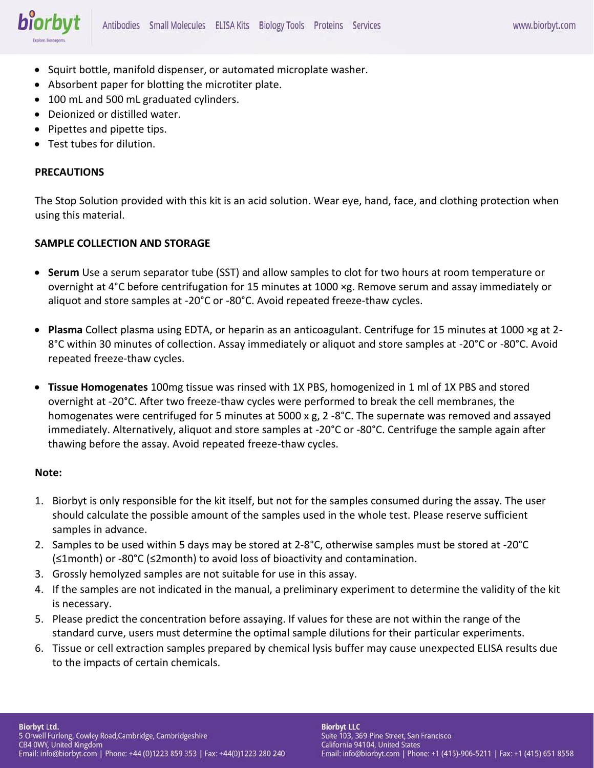- Squirt bottle, manifold dispenser, or automated microplate washer.
- Absorbent paper for blotting the microtiter plate.
- 100 mL and 500 mL graduated cylinders.
- Deionized or distilled water.
- Pipettes and pipette tips.
- Test tubes for dilution.

**PRECAUTIONS**

The Stop Solution provided with this kit is an acid solution. Wear eye, hand, face, and clothing protection when using this material.

**SAMPLE COLLECTION AND STORAGE**

- **Serum** Use a serum separator tube (SST) and allow samples to clot for two hours at room temperature or overnight at 4°C before centrifugation for 15 minutes at 1000 ×g. Remove serum and assay immediately or aliquot and store samples at -20°C or -80°C. Avoid repeated freeze-thaw cycles.

- **Plasma** Collect plasma using EDTA, or heparin as an anticoagulant. Centrifuge for 15 minutes at 1000 ×g at 2-8°C within 30 minutes of collection. Assay immediately or aliquot and store samples at -20°C or -80°C. Avoid repeated freeze-thaw cycles.

- **Tissue Homogenates** 100mg tissue was rinsed with 1X PBS, homogenized in 1 ml of 1X PBS and stored overnight at -20°C. After two freeze-thaw cycles were performed to break the cell membranes, the homogenates were centrifuged for 5 minutes at 5000 x g, 2 -8°C. The supernate was removed and assayed immediately. Alternatively, aliquot and store samples at -20°C or -80°C. Centrifuge the sample again after thawing before the assay. Avoid repeated freeze-thaw cycles.

**Note:**

1. Biorbyt is only responsible for the kit itself, but not for the samples consumed during the assay. The user should calculate the possible amount of the samples used in the whole test. Please reserve sufficient samples in advance.
2. Samples to be used within 5 days may be stored at 2-8°C, otherwise samples must be stored at -20°C (≤1month) or -80°C (≤2month) to avoid loss of bioactivity and contamination.
3. Grossly hemolyzed samples are not suitable for use in this assay.
4. If the samples are not indicated in the manual, a preliminary experiment to determine the validity of the kit is necessary.
5. Please predict the concentration before assaying. If values for these are not within the range of the standard curve, users must determine the optimal sample dilutions for their particular experiments.
6. Tissue or cell extraction samples prepared by chemical lysis buffer may cause unexpected ELISA results due to the impacts of certain chemicals.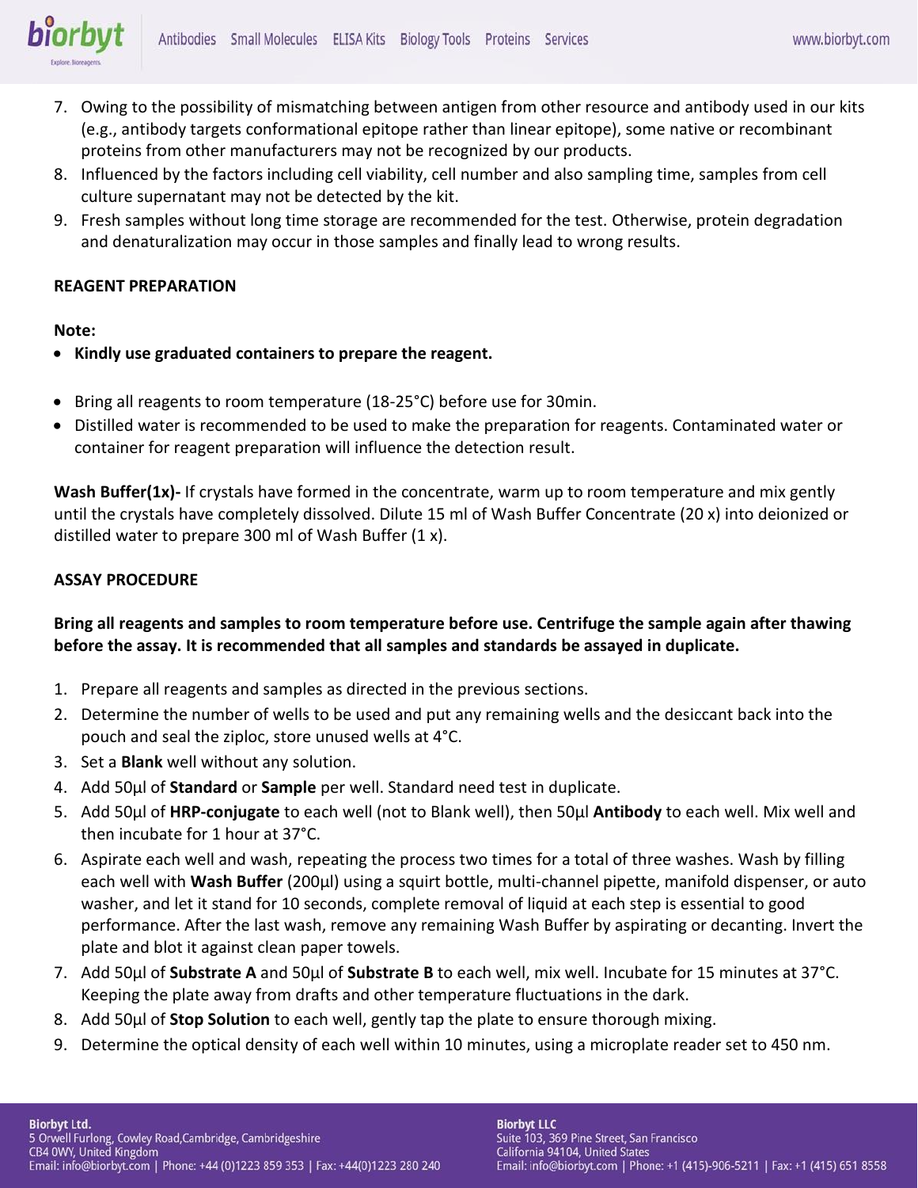7. Owing to the possibility of mismatching between antigen from other resource and antibody used in our kits (e.g., antibody targets conformational epitope rather than linear epitope), some native or recombinant proteins from other manufacturers may not be recognized by our products.
8. Influenced by the factors including cell viability, cell number and also sampling time, samples from cell culture supernatant may not be detected by the kit.
9. Fresh samples without long time storage are recommended for the test. Otherwise, protein degradation and denaturalization may occur in those samples and finally lead to wrong results.

**REAGENT PREPARATION**

**Note:**

- **Kindly use graduated containers to prepare the reagent.**

- Bring all reagents to room temperature (18-25°C) before use for 30min.
- Distilled water is recommended to be used to make the preparation for reagents. Contaminated water or container for reagent preparation will influence the detection result.

**Wash Buffer(1x)-** If crystals have formed in the concentrate, warm up to room temperature and mix gently until the crystals have completely dissolved. Dilute 15 ml of Wash Buffer Concentrate (20 x) into deionized or distilled water to prepare 300 ml of Wash Buffer (1 x).

**ASSAY PROCEDURE**

**Bring all reagents and samples to room temperature before use. Centrifuge the sample again after thawing before the assay. It is recommended that all samples and standards be assayed in duplicate.**

1. Prepare all reagents and samples as directed in the previous sections.
2. Determine the number of wells to be used and put any remaining wells and the desiccant back into the pouch and seal the ziploc, store unused wells at 4°C.
3. Set a **Blank** well without any solution.
4. Add 50µl of **Standard** or **Sample** per well. Standard need test in duplicate.
5. Add 50µl of **HRP-conjugate** to each well (not to Blank well), then 50µl **Antibody** to each well. Mix well and then incubate for 1 hour at 37°C.
6. Aspirate each well and wash, repeating the process two times for a total of three washes. Wash by filling each well with **Wash Buffer** (200µl) using a squirt bottle, multi-channel pipette, manifold dispenser, or auto washer, and let it stand for 10 seconds, complete removal of liquid at each step is essential to good performance. After the last wash, remove any remaining Wash Buffer by aspirating or decanting. Invert the plate and blot it against clean paper towels.
7. Add 50µl of **Substrate A** and 50µl of **Substrate B** to each well, mix well. Incubate for 15 minutes at 37°C. Keeping the plate away from drafts and other temperature fluctuations in the dark.
8. Add 50µl of **Stop Solution** to each well, gently tap the plate to ensure thorough mixing.
9. Determine the optical density of each well within 10 minutes, using a microplate reader set to 450 nm.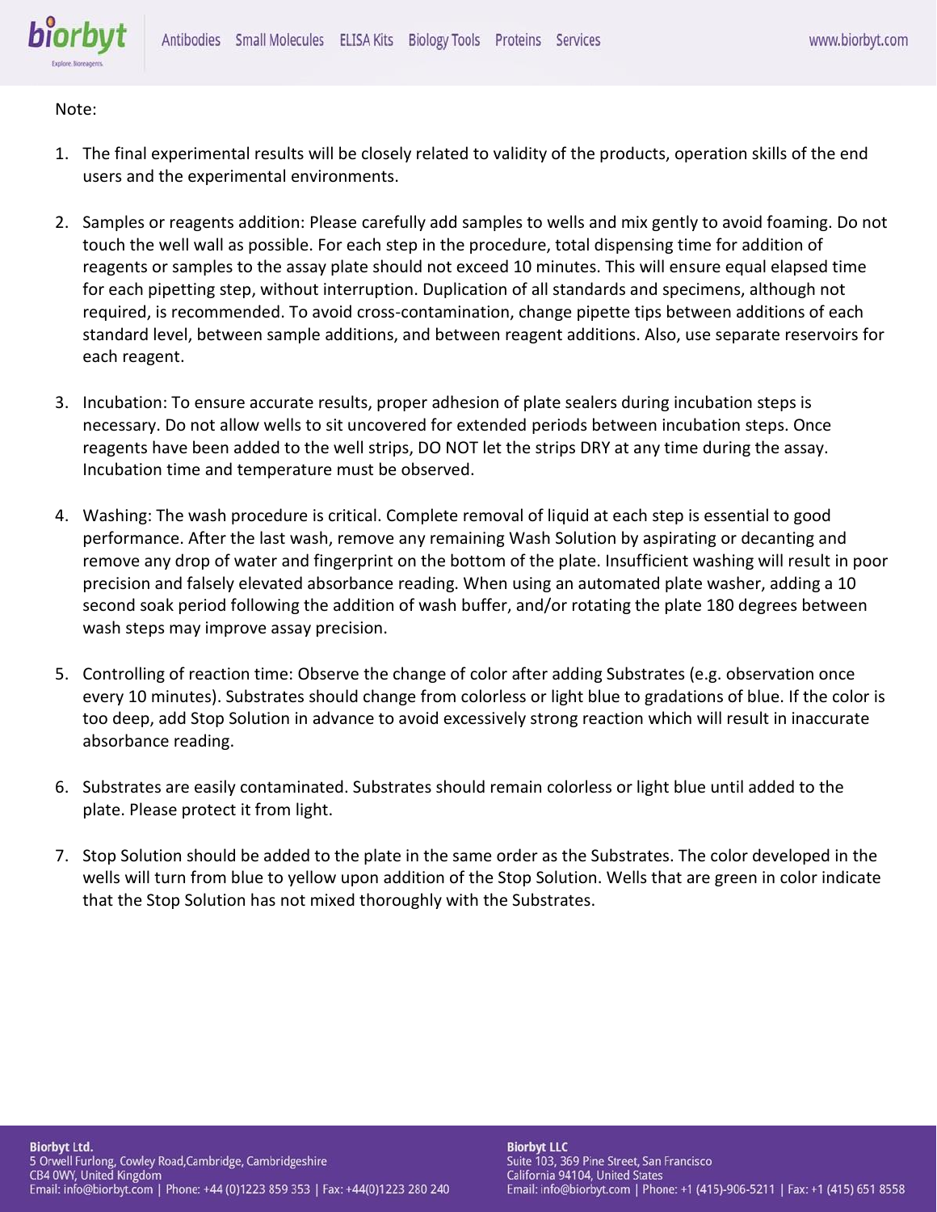Note:

1. The final experimental results will be closely related to validity of the products, operation skills of the end users and the experimental environments.

2. Samples or reagents addition: Please carefully add samples to wells and mix gently to avoid foaming. Do not touch the well wall as possible. For each step in the procedure, total dispensing time for addition of reagents or samples to the assay plate should not exceed 10 minutes. This will ensure equal elapsed time for each pipetting step, without interruption. Duplication of all standards and specimens, although not required, is recommended. To avoid cross-contamination, change pipette tips between additions of each standard level, between sample additions, and between reagent additions. Also, use separate reservoirs for each reagent.

3. Incubation: To ensure accurate results, proper adhesion of plate sealers during incubation steps is necessary. Do not allow wells to sit uncovered for extended periods between incubation steps. Once reagents have been added to the well strips, DO NOT let the strips DRY at any time during the assay. Incubation time and temperature must be observed.

4. Washing: The wash procedure is critical. Complete removal of liquid at each step is essential to good performance. After the last wash, remove any remaining Wash Solution by aspirating or decanting and remove any drop of water and fingerprint on the bottom of the plate. Insufficient washing will result in poor precision and falsely elevated absorbance reading. When using an automated plate washer, adding a 10 second soak period following the addition of wash buffer, and/or rotating the plate 180 degrees between wash steps may improve assay precision.

5. Controlling of reaction time: Observe the change of color after adding Substrates (e.g. observation once every 10 minutes). Substrates should change from colorless or light blue to gradations of blue. If the color is too deep, add Stop Solution in advance to avoid excessively strong reaction which will result in inaccurate absorbance reading.

6. Substrates are easily contaminated. Substrates should remain colorless or light blue until added to the plate. Please protect it from light.

7. Stop Solution should be added to the plate in the same order as the Substrates. The color developed in the wells will turn from blue to yellow upon addition of the Stop Solution. Wells that are green in color indicate that the Stop Solution has not mixed thoroughly with the Substrates.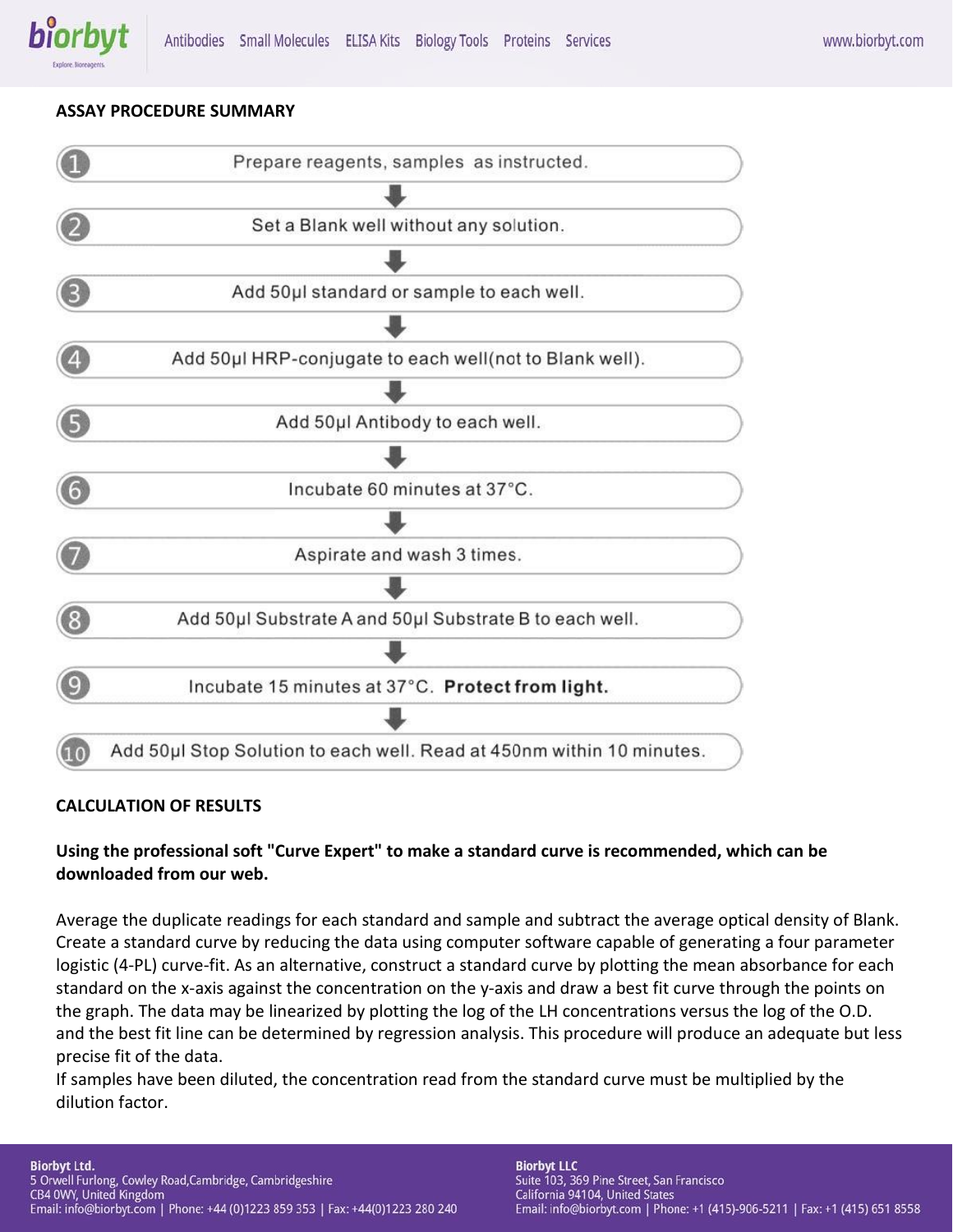## ASSAY PROCEDURE SUMMARY

1. Prepare reagents, samples as instructed.
2. Set a Blank well without any solution.
3. Add 50μl standard or sample to each well.
4. Add 50μl HRP-conjugate to each well(not to Blank well).
5. Add 50μl Antibody to each well.
6. Incubate 60 minutes at 37°C.
7. Aspirate and wash 3 times.
8. Add 50μl Substrate A and 50μl Substrate B to each well.
9. Incubate 15 minutes at 37°C. **Protect from light.**
10. Add 50μl Stop Solution to each well. Read at 450nm within 10 minutes.

## CALCULATION OF RESULTS

**Using the professional soft "Curve Expert" to make a standard curve is recommended, which can be downloaded from our web.**

Average the duplicate readings for each standard and sample and subtract the average optical density of Blank. Create a standard curve by reducing the data using computer software capable of generating a four parameter logistic (4-PL) curve-fit. As an alternative, construct a standard curve by plotting the mean absorbance for each standard on the x-axis against the concentration on the y-axis and draw a best fit curve through the points on the graph. The data may be linearized by plotting the log of the LH concentrations versus the log of the O.D. and the best fit line can be determined by regression analysis. This procedure will produce an adequate but less precise fit of the data.
If samples have been diluted, the concentration read from the standard curve must be multiplied by the dilution factor.